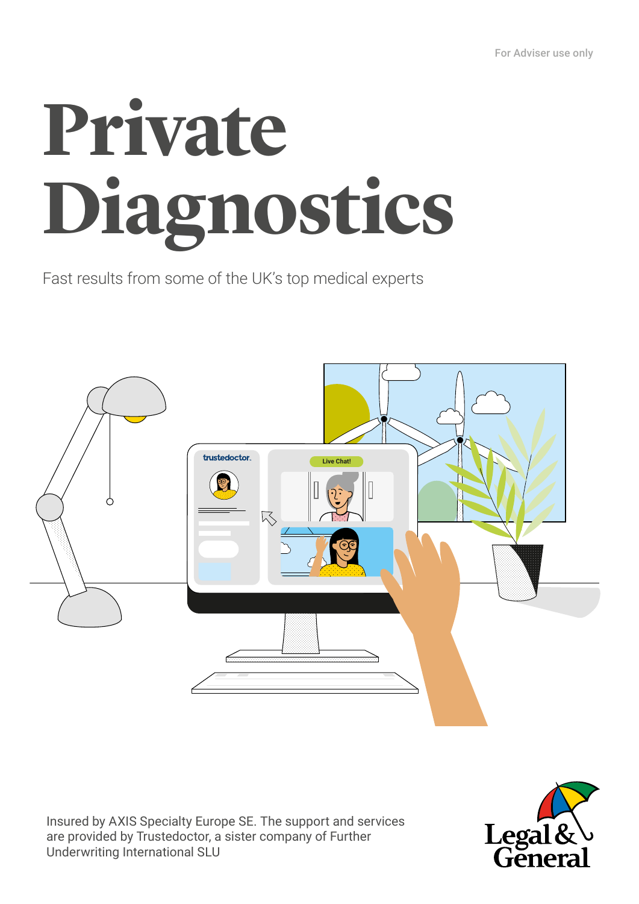For Adviser use only

# Private Diagnostics

Fast results from some of the UK's top medical experts

Insured by AXIS Specialty Europe SE. The support and services are provided by Trustedoctor, a sister company of Further Underwriting International SLU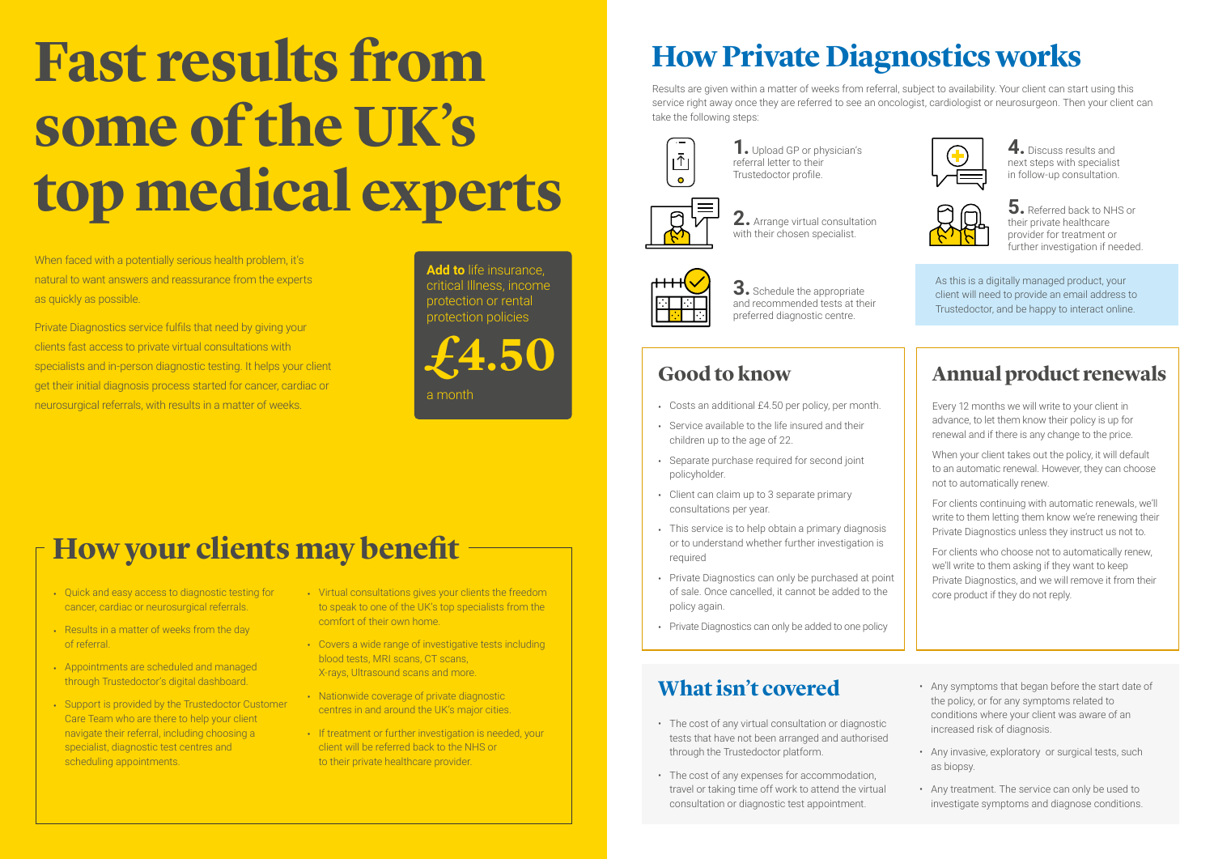# Fast results from some of the UK's top medical experts

When faced with a potentially serious health problem, it's natural to want answers and reassurance from the experts as quickly as possible.

Private Diagnostics service fulfils that need by giving your clients fast access to private virtual consultations with specialists and in-person diagnostic testing. It helps your client get their initial diagnosis process started for cancer, cardiac or neurosurgical referrals, with results in a matter of weeks.

**Add to** life insurance, critical Illness, income protection or rental protection policies

**£4.50** a month

## How your clients may benefit

- Quick and easy access to diagnostic testing for cancer, cardiac or neurosurgical referrals.
- Results in a matter of weeks from the day of referral.
- Appointments are scheduled and managed through Trustedoctor's digital dashboard.
- Support is provided by the Trustedoctor Customer Care Team who are there to help your client navigate their referral, including choosing a specialist, diagnostic test centres and scheduling appointments.
- Virtual consultations gives your clients the freedom to speak to one of the UK's top specialists from the comfort of their own home.
- Covers a wide range of investigative tests including blood tests, MRI scans, CT scans, X-rays, Ultrasound scans and more.
- Nationwide coverage of private diagnostic centres in and around the UK's major cities.
- If treatment or further investigation is needed, your client will be referred back to the NHS or to their private healthcare provider.

## How Private Diagnostics works

Results are given within a matter of weeks from referral, subject to availability. Your client can start using this service right away once they are referred to see an oncologist, cardiologist or neurosurgeon. Then your client can take the following steps:

1. Upload GP or physician's referral letter to their Trustedoctor profile.
2. Arrange virtual consultation with their chosen specialist.
3. Schedule the appropriate and recommended tests at their preferred diagnostic centre.
4. Discuss results and next steps with specialist in follow-up consultation.
5. Referred back to NHS or their private healthcare provider for treatment or further investigation if needed.

As this is a digitally managed product, your client will need to provide an email address to Trustedoctor, and be happy to interact online.

## Good to know

- Costs an additional £4.50 per policy, per month.
- Service available to the life insured and their children up to the age of 22.
- Separate purchase required for second joint policyholder.
- Client can claim up to 3 separate primary consultations per year.
- This service is to help obtain a primary diagnosis or to understand whether further investigation is required
- Private Diagnostics can only be purchased at point of sale. Once cancelled, it cannot be added to the policy again.
- Private Diagnostics can only be added to one policy

## Annual product renewals

Every 12 months we will write to your client in advance, to let them know their policy is up for renewal and if there is any change to the price.

When your client takes out the policy, it will default to an automatic renewal. However, they can choose not to automatically renew.

For clients continuing with automatic renewals, we'll write to them letting them know we're renewing their Private Diagnostics unless they instruct us not to.

For clients who choose not to automatically renew, we'll write to them asking if they want to keep Private Diagnostics, and we will remove it from their core product if they do not reply.

## What isn't covered

- The cost of any virtual consultation or diagnostic tests that have not been arranged and authorised through the Trustedoctor platform.
- The cost of any expenses for accommodation, travel or taking time off work to attend the virtual consultation or diagnostic test appointment.
- Any symptoms that began before the start date of the policy, or for any symptoms related to conditions where your client was aware of an increased risk of diagnosis.
- Any invasive, exploratory or surgical tests, such as biopsy.
- Any treatment. The service can only be used to investigate symptoms and diagnose conditions.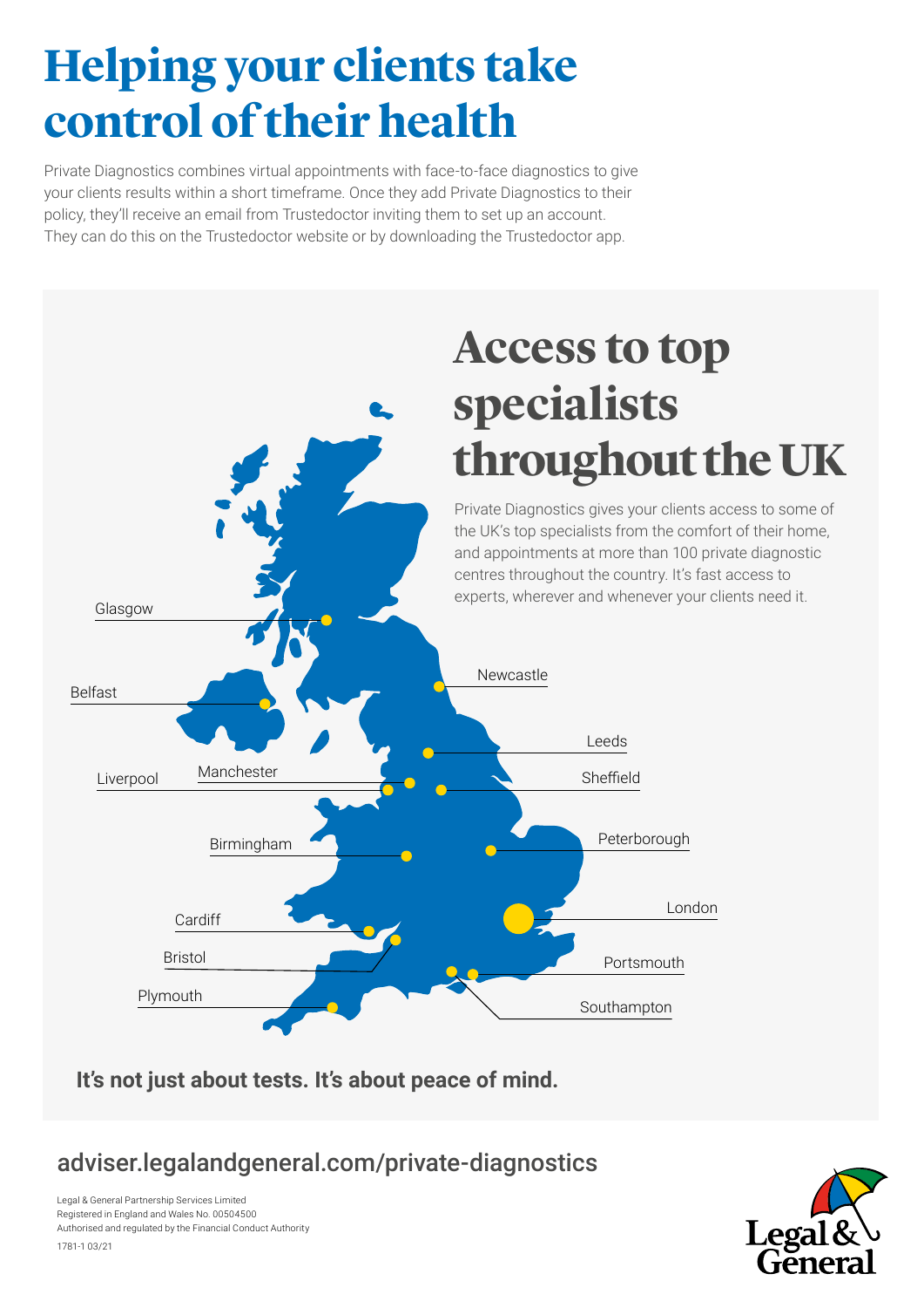# Helping your clients take control of their health

Private Diagnostics combines virtual appointments with face-to-face diagnostics to give your clients results within a short timeframe. Once they add Private Diagnostics to their policy, they'll receive an email from Trustedoctor inviting them to set up an account. They can do this on the Trustedoctor website or by downloading the Trustedoctor app.

## Access to top specialists throughout the UK

Private Diagnostics gives your clients access to some of the UK's top specialists from the comfort of their home, and appointments at more than 100 private diagnostic centres throughout the country. It's fast access to experts, wherever and whenever your clients need it.

Glasgow
Newcastle
Belfast
Leeds
Liverpool
Manchester
Sheffield
Birmingham
Peterborough
Cardiff
London
Bristol
Portsmouth
Plymouth
Southampton

**It's not just about tests. It's about peace of mind.**

adviser.legalandgeneral.com/private-diagnostics

Legal & General Partnership Services Limited
Registered in England and Wales No. 00504500
Authorised and regulated by the Financial Conduct Authority

1781-1 03/21

Legal & General